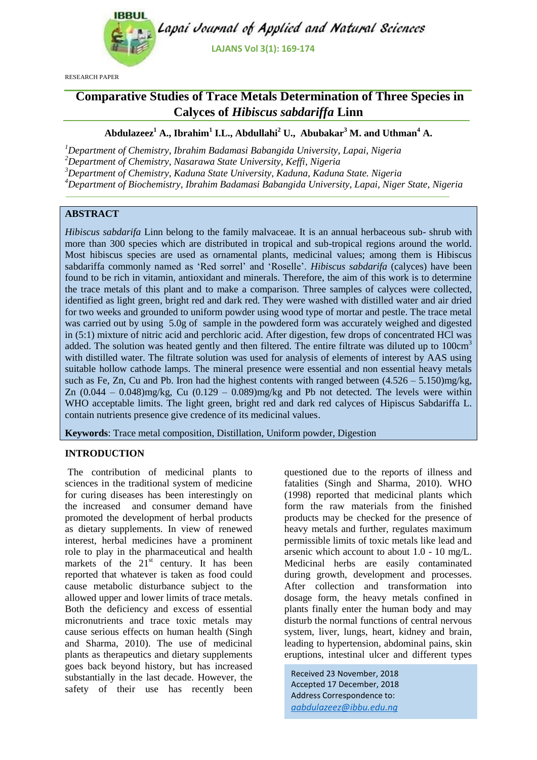RESEARCH PAPER

# Comparative Studies of Trace Metals Determination of Three Species in Calyces of *Hibiscus sabdariffa* Linn

**Abdulazeez[1] A., Ibrahim[1] I.L., Abdullahi[2] U., Abubakar[3] M. and Uthman[4] A.**

[1]*Department of Chemistry, Ibrahim Badamasi Babangida University, Lapai, Nigeria*
[2]*Department of Chemistry, Nasarawa State University, Keffi, Nigeria*
[3]*Department of Chemistry, Kaduna State University, Kaduna, Kaduna State. Nigeria*
[4]*Department of Biochemistry, Ibrahim Badamasi Babangida University, Lapai, Niger State, Nigeria*

## ABSTRACT

*Hibiscus sabdarifa* Linn belong to the family malvaceae. It is an annual herbaceous sub- shrub with more than 300 species which are distributed in tropical and sub-tropical regions around the world. Most hibiscus species are used as ornamental plants, medicinal values; among them is Hibiscus sabdariffa commonly named as 'Red sorrel' and 'Roselle'. *Hibiscus sabdarifa* (calyces) have been found to be rich in vitamin, antioxidant and minerals. Therefore, the aim of this work is to determine the trace metals of this plant and to make a comparison. Three samples of calyces were collected, identified as light green, bright red and dark red. They were washed with distilled water and air dried for two weeks and grounded to uniform powder using wood type of mortar and pestle. The trace metal was carried out by using 5.0g of sample in the powdered form was accurately weighed and digested in (5:1) mixture of nitric acid and perchloric acid. After digestion, few drops of concentrated HCl was added. The solution was heated gently and then filtered. The entire filtrate was diluted up to 100cm$^3$ with distilled water. The filtrate solution was used for analysis of elements of interest by AAS using suitable hollow cathode lamps. The mineral presence were essential and non essential heavy metals such as Fe, Zn, Cu and Pb. Iron had the highest contents with ranged between (4.526 – 5.150)mg/kg, Zn (0.044 – 0.048)mg/kg, Cu (0.129 – 0.089)mg/kg and Pb not detected. The levels were within WHO acceptable limits. The light green, bright red and dark red calyces of Hipiscus Sabdariffa L. contain nutrients presence give credence of its medicinal values.

**Keywords**: Trace metal composition, Distillation, Uniform powder, Digestion

## INTRODUCTION

The contribution of medicinal plants to sciences in the traditional system of medicine for curing diseases has been interestingly on the increased and consumer demand have promoted the development of herbal products as dietary supplements. In view of renewed interest, herbal medicines have a prominent role to play in the pharmaceutical and health markets of the 21$^{st}$ century. It has been reported that whatever is taken as food could cause metabolic disturbance subject to the allowed upper and lower limits of trace metals. Both the deficiency and excess of essential micronutrients and trace toxic metals may cause serious effects on human health (Singh and Sharma, 2010). The use of medicinal plants as therapeutics and dietary supplements goes back beyond history, but has increased substantially in the last decade. However, the safety of their use has recently been questioned due to the reports of illness and fatalities (Singh and Sharma, 2010). WHO (1998) reported that medicinal plants which form the raw materials from the finished products may be checked for the presence of heavy metals and further, regulates maximum permissible limits of toxic metals like lead and arsenic which account to about 1.0 - 10 mg/L. Medicinal herbs are easily contaminated during growth, development and processes. After collection and transformation into dosage form, the heavy metals confined in plants finally enter the human body and may disturb the normal functions of central nervous system, liver, lungs, heart, kidney and brain, leading to hypertension, abdominal pains, skin eruptions, intestinal ulcer and different types

Received 23 November, 2018
Accepted 17 December, 2018
Address Correspondence to:
*aabdulazeez@ibbu.edu.ng*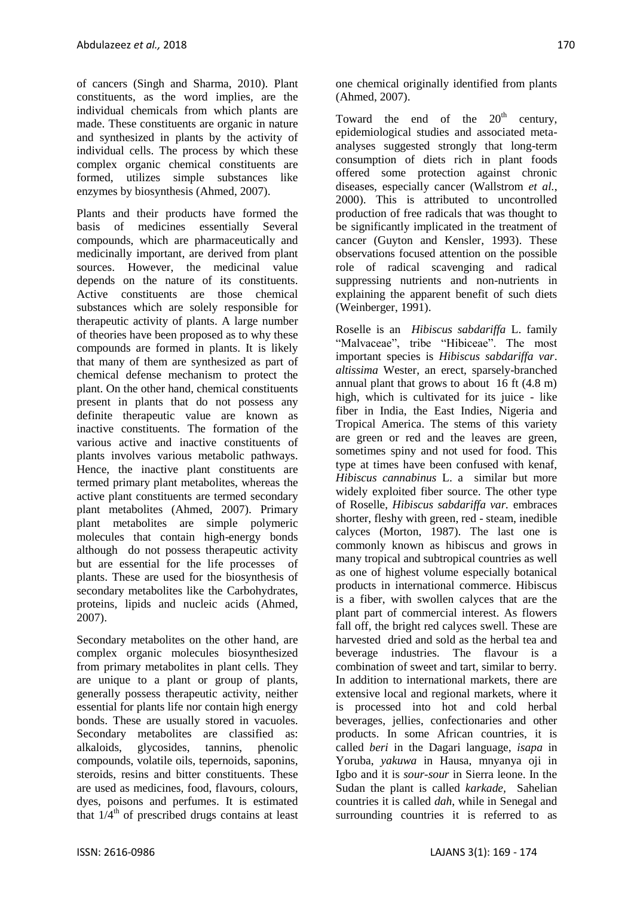of cancers (Singh and Sharma, 2010). Plant constituents, as the word implies, are the individual chemicals from which plants are made. These constituents are organic in nature and synthesized in plants by the activity of individual cells. The process by which these complex organic chemical constituents are formed, utilizes simple substances like enzymes by biosynthesis (Ahmed, 2007).

Plants and their products have formed the basis of medicines essentially Several compounds, which are pharmaceutically and medicinally important, are derived from plant sources. However, the medicinal value depends on the nature of its constituents. Active constituents are those chemical substances which are solely responsible for therapeutic activity of plants. A large number of theories have been proposed as to why these compounds are formed in plants. It is likely that many of them are synthesized as part of chemical defense mechanism to protect the plant. On the other hand, chemical constituents present in plants that do not possess any definite therapeutic value are known as inactive constituents. The formation of the various active and inactive constituents of plants involves various metabolic pathways. Hence, the inactive plant constituents are termed primary plant metabolites, whereas the active plant constituents are termed secondary plant metabolites (Ahmed, 2007). Primary plant metabolites are simple polymeric molecules that contain high-energy bonds although do not possess therapeutic activity but are essential for the life processes of plants. These are used for the biosynthesis of secondary metabolites like the Carbohydrates, proteins, lipids and nucleic acids (Ahmed, 2007).

Secondary metabolites on the other hand, are complex organic molecules biosynthesized from primary metabolites in plant cells. They are unique to a plant or group of plants, generally possess therapeutic activity, neither essential for plants life nor contain high energy bonds. These are usually stored in vacuoles. Secondary metabolites are classified as: alkaloids, glycosides, tannins, phenolic compounds, volatile oils, tepernoids, saponins, steroids, resins and bitter constituents. These are used as medicines, food, flavours, colours, dyes, poisons and perfumes. It is estimated that $1/4^{th}$ of prescribed drugs contains at least one chemical originally identified from plants (Ahmed, 2007).

Toward the end of the $20^{th}$ century, epidemiological studies and associated meta-analyses suggested strongly that long-term consumption of diets rich in plant foods offered some protection against chronic diseases, especially cancer (Wallstrom *et al.*, 2000). This is attributed to uncontrolled production of free radicals that was thought to be significantly implicated in the treatment of cancer (Guyton and Kensler, 1993). These observations focused attention on the possible role of radical scavenging and radical suppressing nutrients and non-nutrients in explaining the apparent benefit of such diets (Weinberger, 1991).

Roselle is an *Hibiscus sabdariffa* L. family "Malvaceae", tribe "Hibiceae". The most important species is *Hibiscus sabdariffa var. altissima* Wester, an erect, sparsely-branched annual plant that grows to about 16 ft (4.8 m) high, which is cultivated for its juice - like fiber in India, the East Indies, Nigeria and Tropical America. The stems of this variety are green or red and the leaves are green, sometimes spiny and not used for food. This type at times have been confused with kenaf, *Hibiscus cannabinus* L. a similar but more widely exploited fiber source. The other type of Roselle, *Hibiscus sabdariffa var.* embraces shorter, fleshy with green, red - steam, inedible calyces (Morton, 1987). The last one is commonly known as hibiscus and grows in many tropical and subtropical countries as well as one of highest volume especially botanical products in international commerce. Hibiscus is a fiber, with swollen calyces that are the plant part of commercial interest. As flowers fall off, the bright red calyces swell. These are harvested dried and sold as the herbal tea and beverage industries. The flavour is a combination of sweet and tart, similar to berry. In addition to international markets, there are extensive local and regional markets, where it is processed into hot and cold herbal beverages, jellies, confectionaries and other products. In some African countries, it is called *beri* in the Dagari language, *isapa* in Yoruba, *yakuwa* in Hausa, mnyanya oji in Igbo and it is *sour-sour* in Sierra leone. In the Sudan the plant is called *karkade*, Sahelian countries it is called *dah*, while in Senegal and surrounding countries it is referred to as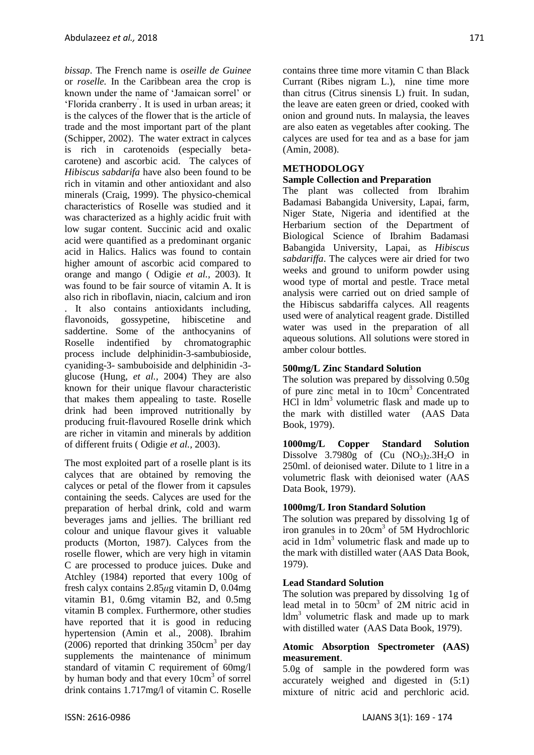*bissap*. The French name is *oseille de Guinee* or *roselle.* In the Caribbean area the crop is known under the name of 'Jamaican sorrel' or 'Florida cranberry'. It is used in urban areas; it is the calyces of the flower that is the article of trade and the most important part of the plant (Schipper, 2002). The water extract in calyces is rich in carotenoids (especially beta-carotene) and ascorbic acid. The calyces of *Hibiscus sabdarifa* have also been found to be rich in vitamin and other antioxidant and also minerals (Craig, 1999). The physico-chemical characteristics of Roselle was studied and it was characterized as a highly acidic fruit with low sugar content. Succinic acid and oxalic acid were quantified as a predominant organic acid in Halics. Halics was found to contain higher amount of ascorbic acid compared to orange and mango ( Odigie *et al.,* 2003). It was found to be fair source of vitamin A. It is also rich in riboflavin, niacin, calcium and iron . It also contains antioxidants including, flavonoids, gossypetine, hibiscetine and saddertine. Some of the anthocyanins of Roselle indentified by chromatographic process include delphinidin-3-sambubioside, cyaniding-3- sambuboiside and delphinidin -3-glucose (Hung, *et al.,* 2004) They are also known for their unique flavour characteristic that makes them appealing to taste. Roselle drink had been improved nutritionally by producing fruit-flavoured Roselle drink which are richer in vitamin and minerals by addition of different fruits ( Odigie *et al.,* 2003).

The most exploited part of a roselle plant is its calyces that are obtained by removing the calyces or petal of the flower from it capsules containing the seeds. Calyces are used for the preparation of herbal drink, cold and warm beverages jams and jellies. The brilliant red colour and unique flavour gives it valuable products (Morton, 1987). Calyces from the roselle flower, which are very high in vitamin C are processed to produce juices. Duke and Atchley (1984) reported that every 100g of fresh calyx contains 2.85$\mu$g vitamin D, 0.04mg vitamin B1, 0.6mg vitamin B2, and 0.5mg vitamin B complex. Furthermore, other studies have reported that it is good in reducing hypertension (Amin et al., 2008). Ibrahim (2006) reported that drinking 350cm$^3$ per day supplements the maintenance of minimum standard of vitamin C requirement of 60mg/l by human body and that every 10cm$^3$ of sorrel drink contains 1.717mg/l of vitamin C. Roselle contains three time more vitamin C than Black Currant (Ribes nigram L.), nine time more than citrus (Citrus sinensis L) fruit. In sudan, the leave are eaten green or dried, cooked with onion and ground nuts. In malaysia, the leaves are also eaten as vegetables after cooking. The calyces are used for tea and as a base for jam (Amin, 2008).

## METHODOLOGY

### Sample Collection and Preparation

The plant was collected from Ibrahim Badamasi Babangida University, Lapai, farm, Niger State, Nigeria and identified at the Herbarium section of the Department of Biological Science of Ibrahim Badamasi Babangida University, Lapai, as *Hibiscus sabdariffa*. The calyces were air dried for two weeks and ground to uniform powder using wood type of mortal and pestle. Trace metal analysis were carried out on dried sample of the Hibiscus sabdariffa calyces. All reagents used were of analytical reagent grade. Distilled water was used in the preparation of all aqueous solutions. All solutions were stored in amber colour bottles.

### 500mg/L Zinc Standard Solution

The solution was prepared by dissolving 0.50g of pure zinc metal in to 10cm$^3$ Concentrated HCl in ldm$^3$ volumetric flask and made up to the mark with distilled water (AAS Data Book, 1979).

### 1000mg/L Copper Standard Solution

Dissolve 3.7980g of (Cu $(NO_3)_2.3H_2O$ in 250ml. of deionised water. Dilute to 1 litre in a volumetric flask with deionised water (AAS Data Book, 1979).

### 1000mg/L Iron Standard Solution

The solution was prepared by dissolving 1g of iron granules in to 20cm$^3$ of 5M Hydrochloric acid in 1dm$^3$ volumetric flask and made up to the mark with distilled water (AAS Data Book, 1979).

### Lead Standard Solution

The solution was prepared by dissolving 1g of lead metal in to 50cm$^3$ of 2M nitric acid in ldm$^3$ volumetric flask and made up to mark with distilled water (AAS Data Book, 1979).

### Atomic Absorption Spectrometer (AAS) measurement.

5.0g of sample in the powdered form was accurately weighed and digested in (5:1) mixture of nitric acid and perchloric acid.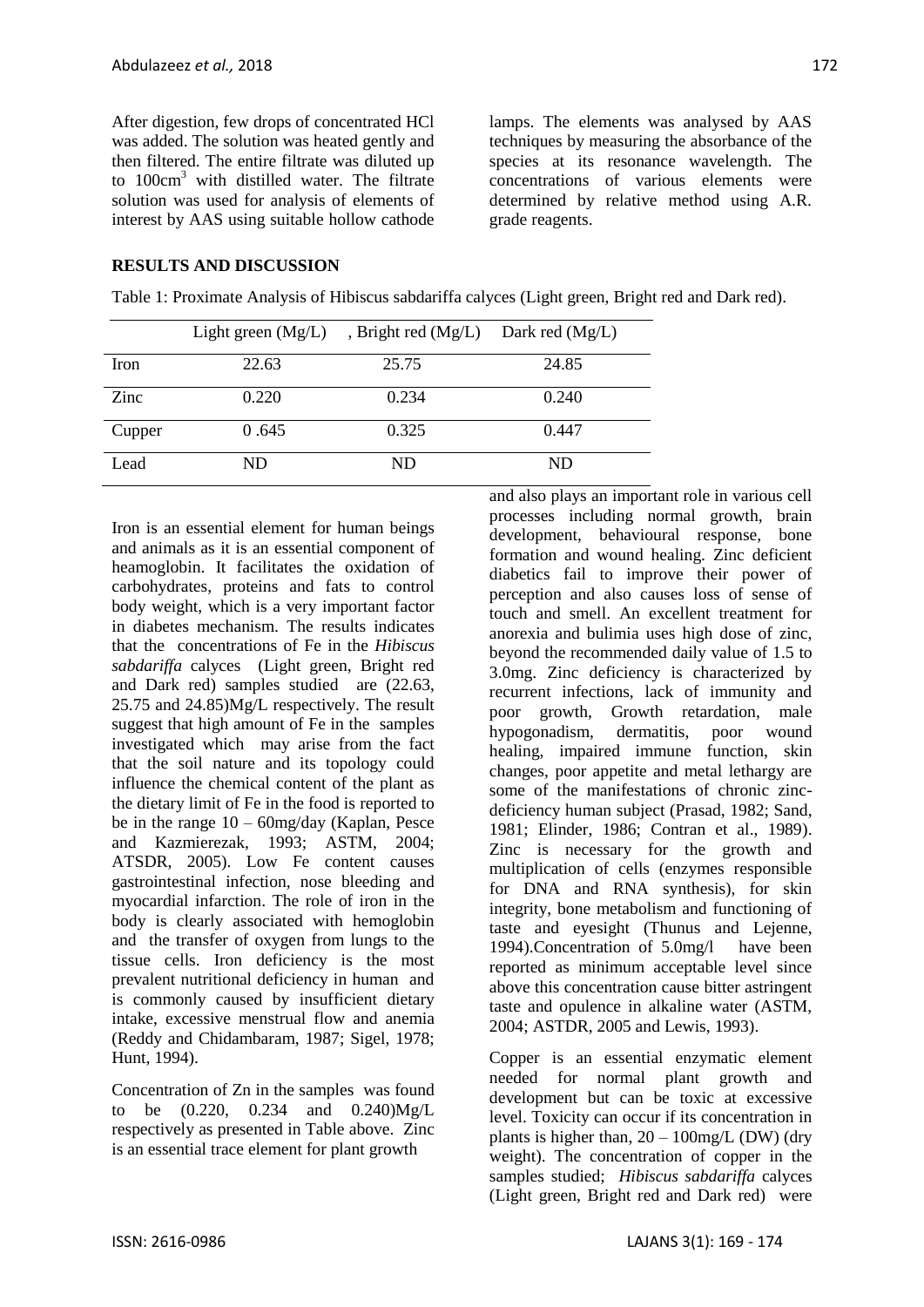After digestion, few drops of concentrated HCl was added. The solution was heated gently and then filtered. The entire filtrate was diluted up to 100cm$^3$ with distilled water. The filtrate solution was used for analysis of elements of interest by AAS using suitable hollow cathode lamps. The elements was analysed by AAS techniques by measuring the absorbance of the species at its resonance wavelength. The concentrations of various elements were determined by relative method using A.R. grade reagents.

## RESULTS AND DISCUSSION

Table 1: Proximate Analysis of Hibiscus sabdariffa calyces (Light green, Bright red and Dark red).

| | Light green (Mg/L) | , Bright red (Mg/L) | Dark red (Mg/L) |
|---|---|---|---|
| Iron | 22.63 | 25.75 | 24.85 |
| Zinc | 0.220 | 0.234 | 0.240 |
| Cupper | 0 .645 | 0.325 | 0.447 |
| Lead | ND | ND | ND |

Iron is an essential element for human beings and animals as it is an essential component of heamoglobin. It facilitates the oxidation of carbohydrates, proteins and fats to control body weight, which is a very important factor in diabetes mechanism. The results indicates that the concentrations of Fe in the *Hibiscus sabdariffa* calyces (Light green, Bright red and Dark red) samples studied are (22.63, 25.75 and 24.85)Mg/L respectively. The result suggest that high amount of Fe in the samples investigated which may arise from the fact that the soil nature and its topology could influence the chemical content of the plant as the dietary limit of Fe in the food is reported to be in the range 10 – 60mg/day (Kaplan, Pesce and Kazmierezak, 1993; ASTM, 2004; ATSDR, 2005). Low Fe content causes gastrointestinal infection, nose bleeding and myocardial infarction. The role of iron in the body is clearly associated with hemoglobin and the transfer of oxygen from lungs to the tissue cells. Iron deficiency is the most prevalent nutritional deficiency in human and is commonly caused by insufficient dietary intake, excessive menstrual flow and anemia (Reddy and Chidambaram, 1987; Sigel, 1978; Hunt, 1994).

Concentration of Zn in the samples was found to be (0.220, 0.234 and 0.240)Mg/L respectively as presented in Table above. Zinc is an essential trace element for plant growth and also plays an important role in various cell processes including normal growth, brain development, behavioural response, bone formation and wound healing. Zinc deficient diabetics fail to improve their power of perception and also causes loss of sense of touch and smell. An excellent treatment for anorexia and bulimia uses high dose of zinc, beyond the recommended daily value of 1.5 to 3.0mg. Zinc deficiency is characterized by recurrent infections, lack of immunity and poor growth, Growth retardation, male hypogonadism, dermatitis, poor wound healing, impaired immune function, skin changes, poor appetite and metal lethargy are some of the manifestations of chronic zinc-deficiency human subject (Prasad, 1982; Sand, 1981; Elinder, 1986; Contran et al., 1989). Zinc is necessary for the growth and multiplication of cells (enzymes responsible for DNA and RNA synthesis), for skin integrity, bone metabolism and functioning of taste and eyesight (Thunus and Lejenne, 1994).Concentration of 5.0mg/l have been reported as minimum acceptable level since above this concentration cause bitter astringent taste and opulence in alkaline water (ASTM, 2004; ASTDR, 2005 and Lewis, 1993).

Copper is an essential enzymatic element needed for normal plant growth and development but can be toxic at excessive level. Toxicity can occur if its concentration in plants is higher than, 20 – 100mg/L (DW) (dry weight). The concentration of copper in the samples studied; *Hibiscus sabdariffa* calyces (Light green, Bright red and Dark red) were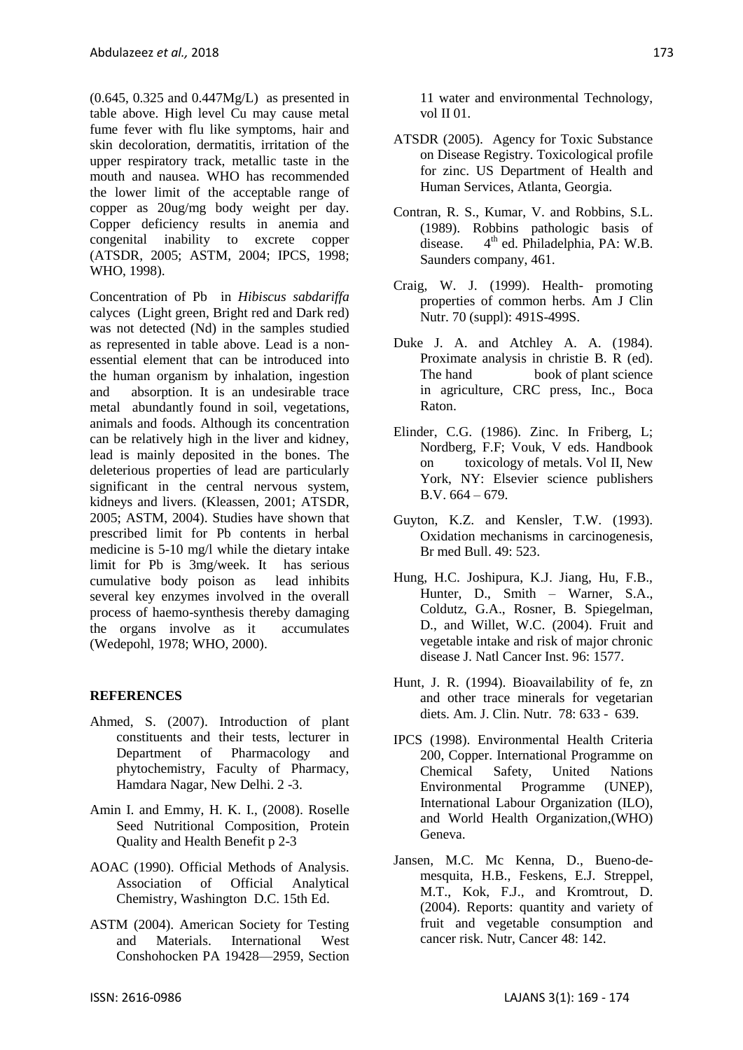(0.645, 0.325 and 0.447Mg/L) as presented in table above. High level Cu may cause metal fume fever with flu like symptoms, hair and skin decoloration, dermatitis, irritation of the upper respiratory track, metallic taste in the mouth and nausea. WHO has recommended the lower limit of the acceptable range of copper as 20ug/mg body weight per day. Copper deficiency results in anemia and congenital inability to excrete copper (ATSDR, 2005; ASTM, 2004; IPCS, 1998; WHO, 1998).

Concentration of Pb in *Hibiscus sabdariffa* calyces (Light green, Bright red and Dark red) was not detected (Nd) in the samples studied as represented in table above. Lead is a non-essential element that can be introduced into the human organism by inhalation, ingestion and absorption. It is an undesirable trace metal abundantly found in soil, vegetations, animals and foods. Although its concentration can be relatively high in the liver and kidney, lead is mainly deposited in the bones. The deleterious properties of lead are particularly significant in the central nervous system, kidneys and livers. (Kleassen, 2001; ATSDR, 2005; ASTM, 2004). Studies have shown that prescribed limit for Pb contents in herbal medicine is 5-10 mg/l while the dietary intake limit for Pb is 3mg/week. It has serious cumulative body poison as lead inhibits several key enzymes involved in the overall process of haemo-synthesis thereby damaging the organs involve as it accumulates (Wedepohl, 1978; WHO, 2000).

## REFERENCES

Ahmed, S. (2007). Introduction of plant constituents and their tests, lecturer in Department of Pharmacology and phytochemistry, Faculty of Pharmacy, Hamdara Nagar, New Delhi. 2 -3.

Amin I. and Emmy, H. K. I., (2008). Roselle Seed Nutritional Composition, Protein Quality and Health Benefit p 2-3

AOAC (1990). Official Methods of Analysis. Association of Official Analytical Chemistry, Washington D.C. 15th Ed.

ASTM (2004). American Society for Testing and Materials. International West Conshohocken PA 19428—2959, Section 11 water and environmental Technology, vol II 01.

ATSDR (2005). Agency for Toxic Substance on Disease Registry. Toxicological profile for zinc. US Department of Health and Human Services, Atlanta, Georgia.

Contran, R. S., Kumar, V. and Robbins, S.L. (1989). Robbins pathologic basis of disease. 4th ed. Philadelphia, PA: W.B. Saunders company, 461.

Craig, W. J. (1999). Health- promoting properties of common herbs. Am J Clin Nutr. 70 (suppl): 491S-499S.

Duke J. A. and Atchley A. A. (1984). Proximate analysis in christie B. R (ed). The hand book of plant science in agriculture, CRC press, Inc., Boca Raton.

Elinder, C.G. (1986). Zinc. In Friberg, L; Nordberg, F.F; Vouk, V eds. Handbook on toxicology of metals. Vol II, New York, NY: Elsevier science publishers B.V. 664 – 679.

Guyton, K.Z. and Kensler, T.W. (1993). Oxidation mechanisms in carcinogenesis, Br med Bull. 49: 523.

Hung, H.C. Joshipura, K.J. Jiang, Hu, F.B., Hunter, D., Smith – Warner, S.A., Coldutz, G.A., Rosner, B. Spiegelman, D., and Willet, W.C. (2004). Fruit and vegetable intake and risk of major chronic disease J. Natl Cancer Inst. 96: 1577.

Hunt, J. R. (1994). Bioavailability of fe, zn and other trace minerals for vegetarian diets. Am. J. Clin. Nutr. 78: 633 - 639.

IPCS (1998). Environmental Health Criteria 200, Copper. International Programme on Chemical Safety, United Nations Environmental Programme (UNEP), International Labour Organization (ILO), and World Health Organization,(WHO) Geneva.

Jansen, M.C. Mc Kenna, D., Bueno-de-mesquita, H.B., Feskens, E.J. Streppel, M.T., Kok, F.J., and Kromtrout, D. (2004). Reports: quantity and variety of fruit and vegetable consumption and cancer risk. Nutr, Cancer 48: 142.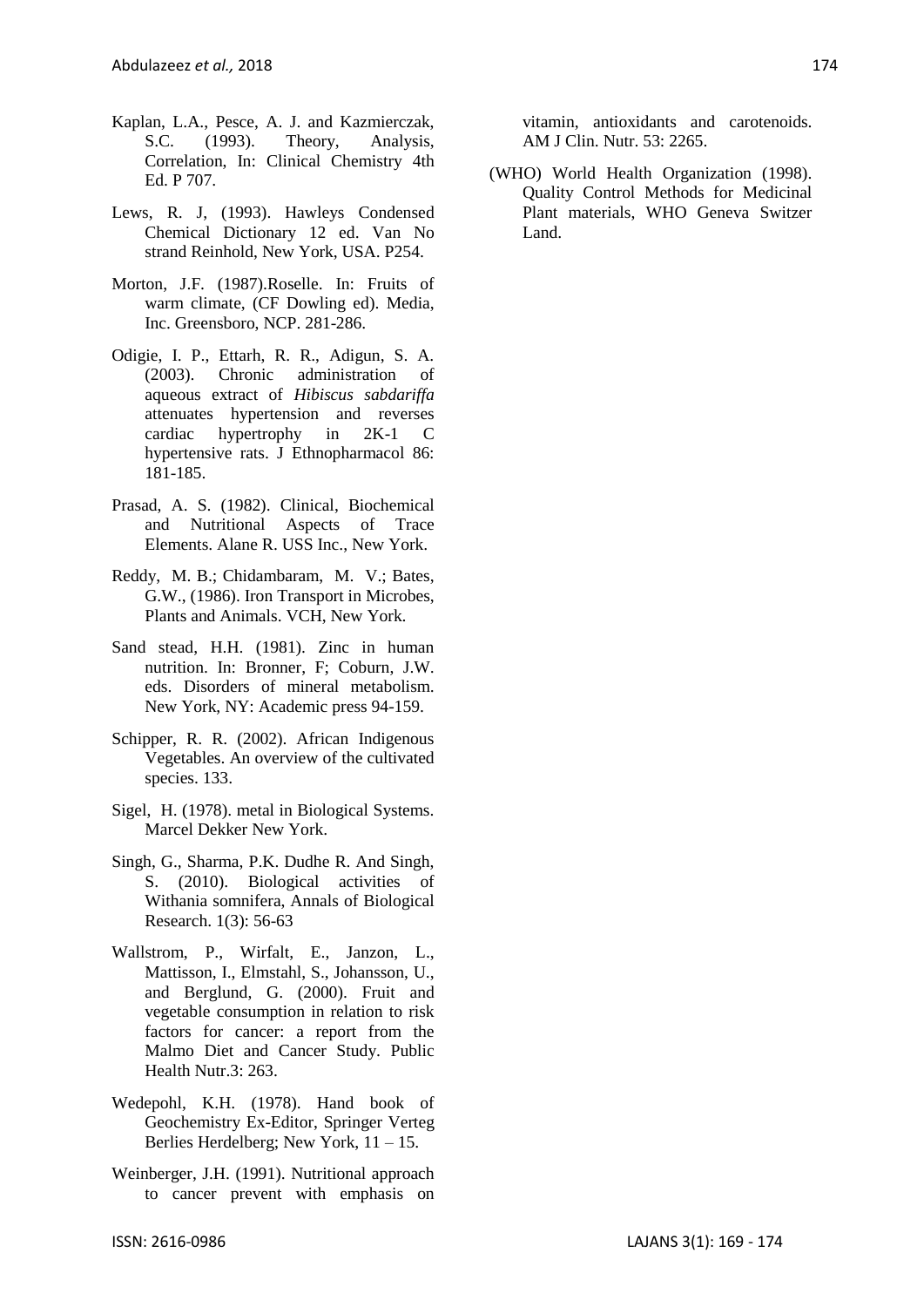Kaplan, L.A., Pesce, A. J. and Kazmierczak, S.C. (1993). Theory, Analysis, Correlation, In: Clinical Chemistry 4th Ed. P 707.

Lews, R. J, (1993). Hawleys Condensed Chemical Dictionary 12 ed. Van No strand Reinhold, New York, USA. P254.

Morton, J.F. (1987).Roselle. In: Fruits of warm climate, (CF Dowling ed). Media, Inc. Greensboro, NCP. 281-286.

Odigie, I. P., Ettarh, R. R., Adigun, S. A. (2003). Chronic administration of aqueous extract of *Hibiscus sabdariffa* attenuates hypertension and reverses cardiac hypertrophy in 2K-1 C hypertensive rats. J Ethnopharmacol 86: 181-185.

Prasad, A. S. (1982). Clinical, Biochemical and Nutritional Aspects of Trace Elements. Alane R. USS Inc., New York.

Reddy, M. B.; Chidambaram, M. V.; Bates, G.W., (1986). Iron Transport in Microbes, Plants and Animals. VCH, New York.

Sand stead, H.H. (1981). Zinc in human nutrition. In: Bronner, F; Coburn, J.W. eds. Disorders of mineral metabolism. New York, NY: Academic press 94-159.

Schipper, R. R. (2002). African Indigenous Vegetables. An overview of the cultivated species. 133.

Sigel, H. (1978). metal in Biological Systems. Marcel Dekker New York.

Singh, G., Sharma, P.K. Dudhe R. And Singh, S. (2010). Biological activities of Withania somnifera, Annals of Biological Research. 1(3): 56-63

Wallstrom, P., Wirfalt, E., Janzon, L., Mattisson, I., Elmstahl, S., Johansson, U., and Berglund, G. (2000). Fruit and vegetable consumption in relation to risk factors for cancer: a report from the Malmo Diet and Cancer Study. Public Health Nutr.3: 263.

Wedepohl, K.H. (1978). Hand book of Geochemistry Ex-Editor, Springer Verteg Berlies Herdelberg; New York, 11 – 15.

Weinberger, J.H. (1991). Nutritional approach to cancer prevent with emphasis on vitamin, antioxidants and carotenoids. AM J Clin. Nutr. 53: 2265.

(WHO) World Health Organization (1998). Quality Control Methods for Medicinal Plant materials, WHO Geneva Switzer Land.